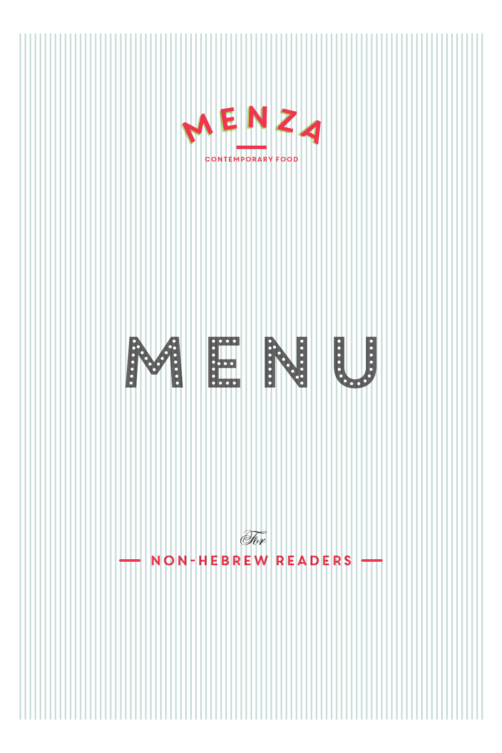# MENZA

CONTEMPORARY FOOD

# MENU

*For*

**NON-HEBREW READERS**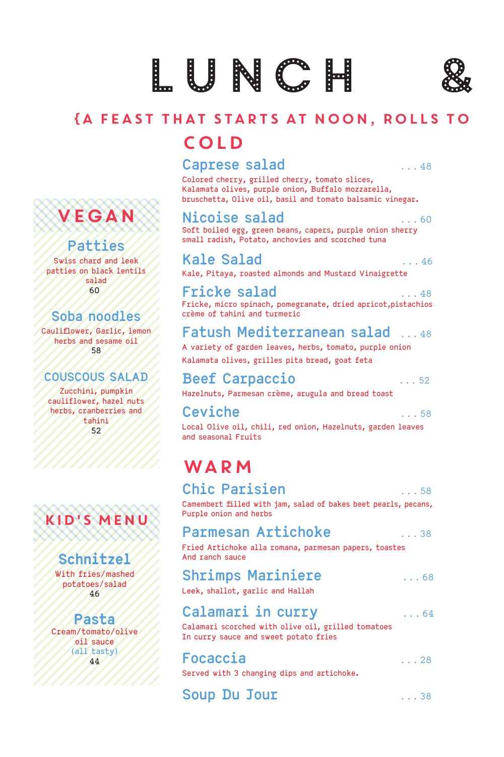# LUNCH &

{A FEAST THAT STARTS AT NOON, ROLLS TO

## COLD

### Caprese salad ... 48

Colored cherry, grilled cherry, tomato slices, Kalamata olives, purple onion, Buffalo mozzarella, bruschetta, Olive oil, basil and tomato balsamic vinegar.

### Nicoise salad ... 60

Soft boiled egg, green beans, capers, purple onion sherry small radish, Potato, anchovies and scorched tuna

### Kale Salad ... 46

Kale, Pitaya, roasted almonds and Mustard Vinaigrette

### Fricke salad ... 48

Fricke, micro spinach, pomegranate, dried apricot,pistachios crème of tahini and turmeric

### Fatush Mediterranean salad ... 48

A variety of garden leaves, herbs, tomato, purple onion Kalamata olives, grilles pita bread, goat feta

### Beef Carpaccio ... 52

Hazelnuts, Parmesan crème, arugula and bread toast

### Ceviche ... 58

Local Olive oil, chili, red onion, Hazelnuts, garden leaves and seasonal Fruits

## WARM

### Chic Parisien ... 58

Camembert filled with jam, salad of bakes beet pearls, pecans, Purple onion and herbs

### Parmesan Artichoke ... 38

Fried Artichoke alla romana, parmesan papers, toastes And ranch sauce

### Shrimps Mariniere ... 68

Leek, shallot, garlic and Hallah

### Calamari in curry ... 64

Calamari scorched with olive oil, grilled tomatoes In curry sauce and sweet potato fries

### Focaccia ... 28

Served with 3 changing dips and artichoke.

### Soup Du Jour ... 38

## VEGAN

### Patties

Swiss chard and leek patties on black lentils salad

60

### Soba noodles

Cauliflower, Garlic, lemon herbs and sesame oil

58

### COUSCOUS SALAD

Zucchini, pumpkin cauliflower, hazel nuts herbs, cranberries and tahini

52

## KID'S MENU

### Schnitzel

With fries/mashed potatoes/salad

46

### Pasta

Cream/tomato/olive oil sauce

(all tasty)

44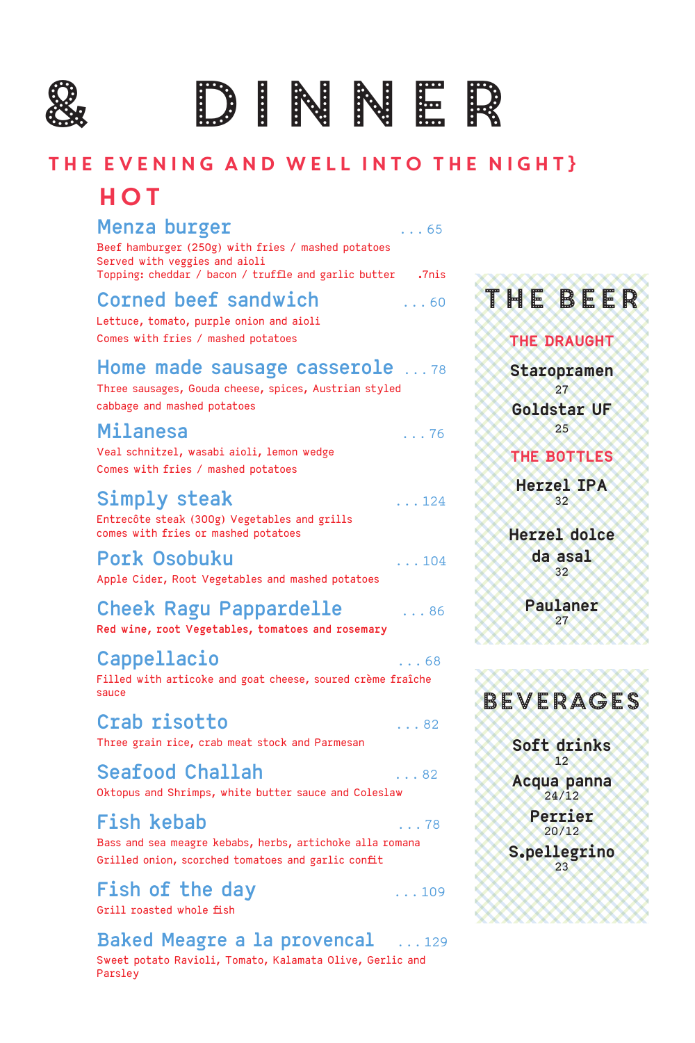# & DINNER

## THE EVENING AND WELL INTO THE NIGHT}

## HOT

### Menza burger ...65

Beef hamburger (250g) with fries / mashed potatoes
Served with veggies and aioli
Topping: cheddar / bacon / truffle and garlic butter .7nis

### Corned beef sandwich ...60

Lettuce, tomato, purple onion and aioli
Comes with fries / mashed potatoes

### Home made sausage casserole ...78

Three sausages, Gouda cheese, spices, Austrian styled cabbage and mashed potatoes

### Milanesa ...76

Veal schnitzel, wasabi aioli, lemon wedge
Comes with fries / mashed potatoes

### Simply steak ...124

Entrecôte steak (300g) Vegetables and grills
comes with fries or mashed potatoes

### Pork Osobuku ...104

Apple Cider, Root Vegetables and mashed potatoes

### Cheek Ragu Pappardelle ...86

**Red wine, root Vegetables, tomatoes and rosemary**

### Cappellacio ...68

Filled with articoke and goat cheese, soured crème fraîche sauce

### Crab risotto ...82

Three grain rice, crab meat stock and Parmesan

### Seafood Challah ...82

Oktopus and Shrimps, white butter sauce and Coleslaw

### Fish kebab ...78

Bass and sea meagre kebabs, herbs, artichoke alla romana
Grilled onion, scorched tomatoes and garlic confit

### Fish of the day ...109

Grill roasted whole fish

### Baked Meagre a la provencal ...129

Sweet potato Ravioli, Tomato, Kalamata Olive, Gerlic and Parsley

## THE BEER

### THE DRAUGHT

**Staropramen**
27

**Goldstar UF**
25

### THE BOTTLES

**Herzel IPA**
32

**Herzel dolce da asal**
32

**Paulaner**
27

## BEVERAGES

**Soft drinks**
12

**Acqua panna**
24/12

**Perrier**
20/12

**S.pellegrino**
23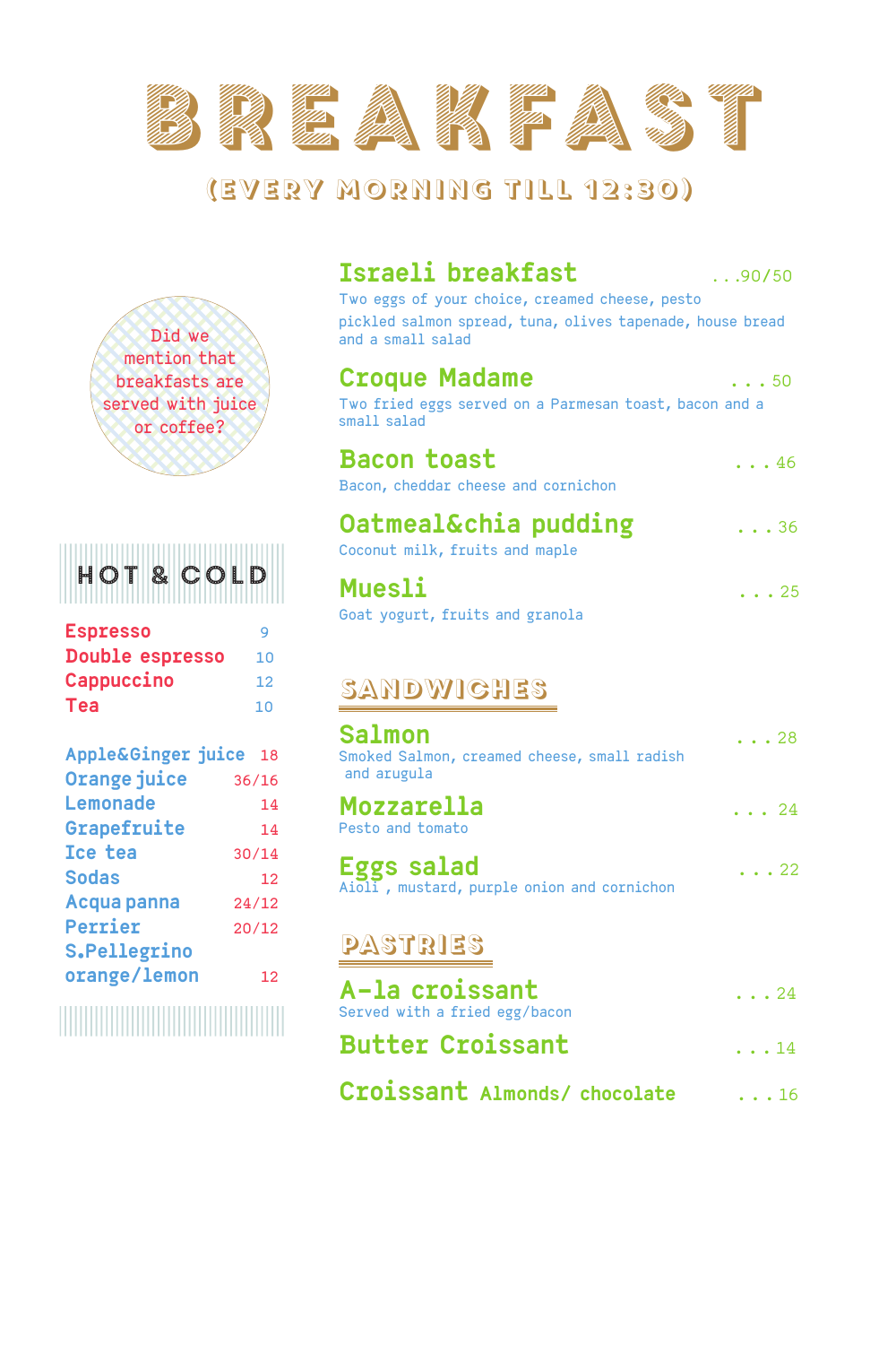# BREAKFAST

## (EVERY MORNING TILL 12:30)

Did we mention that breakfasts are served with juice or coffee?

## HOT & COLD

| | |
|---|---|
| **Espresso** | 9 |
| **Double espresso** | 10 |
| **Cappuccino** | 12 |
| **Tea** | 10 |

| | |
|---|---|
| **Apple&Ginger juice** | 18 |
| **Orange juice** | 36/16 |
| **Lemonade** | 14 |
| **Grapefruite** | 14 |
| **Ice tea** | 30/14 |
| **Sodas** | 12 |
| **Acqua panna** | 24/12 |
| **Perrier** | 20/12 |
| **S.Pellegrino orange/lemon** | 12 |

### Israeli breakfast ...90/50

Two eggs of your choice, creamed cheese, pesto pickled salmon spread, tuna, olives tapenade, house bread and a small salad

### Croque Madame ... 50

Two fried eggs served on a Parmesan toast, bacon and a small salad

### Bacon toast ... 46

Bacon, cheddar cheese and cornichon

### Oatmeal&chia pudding ... 36

Coconut milk, fruits and maple

### Muesli ... 25

Goat yogurt, fruits and granola

## SANDWICHES

### Salmon ... 28

Smoked Salmon, creamed cheese, small radish and arugula

### Mozzarella ... 24

Pesto and tomato

### Eggs salad ... 22

Aioli , mustard, purple onion and cornichon

## PASTRIES

### A-la croissant ... 24

Served with a fried egg/bacon

### Butter Croissant ... 14

### Croissant Almonds/ chocolate ... 16